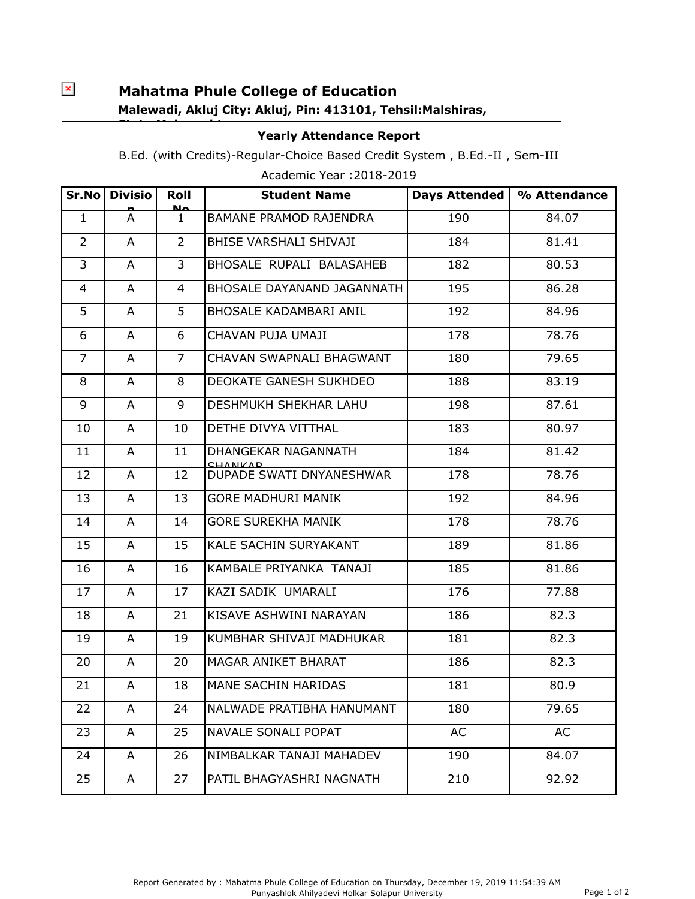# Mahatma Phule College of Education

**Malewadi, Akluj City: Akluj, Pin: 413101, Tehsil:Malshiras, State:Maharashtra**

### Yearly Attendance Report

B.Ed. (with Credits)-Regular-Choice Based Credit System , B.Ed.-II , Sem-III

Academic Year :2018-2019

| Sr.No | Division | Roll No | Student Name | Days Attended | % Attendance |
|---|---|---|---|---|---|
| 1 | A | 1 | BAMANE PRAMOD RAJENDRA | 190 | 84.07 |
| 2 | A | 2 | BHISE VARSHALI SHIVAJI | 184 | 81.41 |
| 3 | A | 3 | BHOSALE RUPALI BALASAHEB | 182 | 80.53 |
| 4 | A | 4 | BHOSALE DAYANAND JAGANNATH | 195 | 86.28 |
| 5 | A | 5 | BHOSALE KADAMBARI ANIL | 192 | 84.96 |
| 6 | A | 6 | CHAVAN PUJA UMAJI | 178 | 78.76 |
| 7 | A | 7 | CHAVAN SWAPNALI BHAGWANT | 180 | 79.65 |
| 8 | A | 8 | DEOKATE GANESH SUKHDEO | 188 | 83.19 |
| 9 | A | 9 | DESHMUKH SHEKHAR LAHU | 198 | 87.61 |
| 10 | A | 10 | DETHE DIVYA VITTHAL | 183 | 80.97 |
| 11 | A | 11 | DHANGEKAR NAGANNATH SHANKAR | 184 | 81.42 |
| 12 | A | 12 | DUPADE SWATI DNYANESHWAR | 178 | 78.76 |
| 13 | A | 13 | GORE MADHURI MANIK | 192 | 84.96 |
| 14 | A | 14 | GORE SUREKHA MANIK | 178 | 78.76 |
| 15 | A | 15 | KALE SACHIN SURYAKANT | 189 | 81.86 |
| 16 | A | 16 | KAMBALE PRIYANKA TANAJI | 185 | 81.86 |
| 17 | A | 17 | KAZI SADIK UMARALI | 176 | 77.88 |
| 18 | A | 21 | KISAVE ASHWINI NARAYAN | 186 | 82.3 |
| 19 | A | 19 | KUMBHAR SHIVAJI MADHUKAR | 181 | 82.3 |
| 20 | A | 20 | MAGAR ANIKET BHARAT | 186 | 82.3 |
| 21 | A | 18 | MANE SACHIN HARIDAS | 181 | 80.9 |
| 22 | A | 24 | NALWADE PRATIBHA HANUMANT | 180 | 79.65 |
| 23 | A | 25 | NAVALE SONALI POPAT | AC | AC |
| 24 | A | 26 | NIMBALKAR TANAJI MAHADEV | 190 | 84.07 |
| 25 | A | 27 | PATIL BHAGYASHRI NAGNATH | 210 | 92.92 |

Report Generated by : Mahatma Phule College of Education on Thursday, December 19, 2019 11:54:39 AM
Punyashlok Ahilyadevi Holkar Solapur University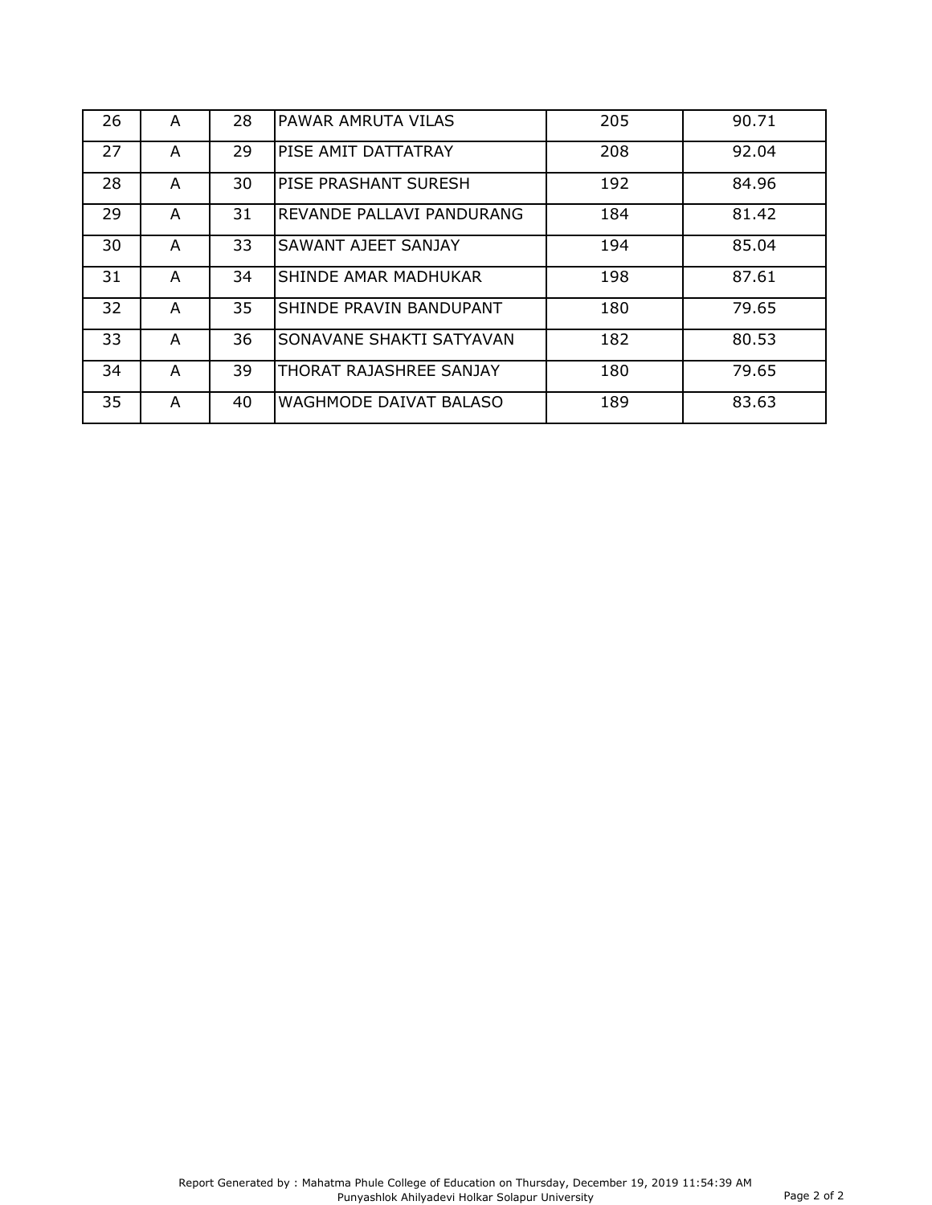| | | | | | |
|---|---|---|---|---|---|
| 26 | A | 28 | PAWAR AMRUTA VILAS | 205 | 90.71 |
| 27 | A | 29 | PISE AMIT DATTATRAY | 208 | 92.04 |
| 28 | A | 30 | PISE PRASHANT SURESH | 192 | 84.96 |
| 29 | A | 31 | REVANDE PALLAVI PANDURANG | 184 | 81.42 |
| 30 | A | 33 | SAWANT AJEET SANJAY | 194 | 85.04 |
| 31 | A | 34 | SHINDE AMAR MADHUKAR | 198 | 87.61 |
| 32 | A | 35 | SHINDE PRAVIN BANDUPANT | 180 | 79.65 |
| 33 | A | 36 | SONAVANE SHAKTI SATYAVAN | 182 | 80.53 |
| 34 | A | 39 | THORAT RAJASHREE SANJAY | 180 | 79.65 |
| 35 | A | 40 | WAGHMODE DAIVAT BALASO | 189 | 83.63 |

Report Generated by : Mahatma Phule College of Education on Thursday, December 19, 2019 11:54:39 AM
Punyashlok Ahilyadevi Holkar Solapur University